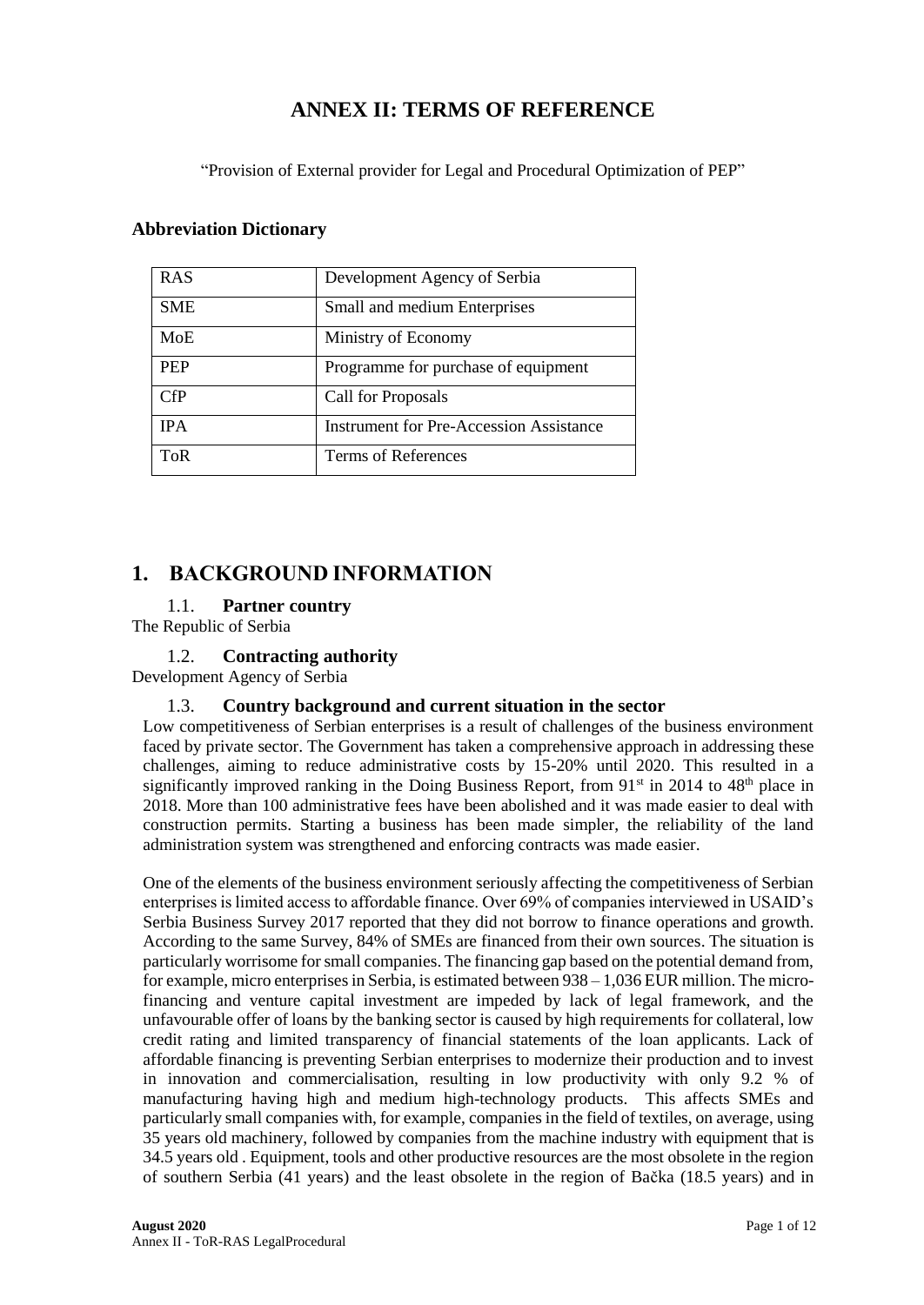# ANNEX II: TERMS OF REFERENCE

"Provision of External provider for Legal and Procedural Optimization of PEP"

**Abbreviation Dictionary**

| RAS | Development Agency of Serbia |
|---|---|
| SME | Small and medium Enterprises |
| MoE | Ministry of Economy |
| PEP | Programme for purchase of equipment |
| CfP | Call for Proposals |
| IPA | Instrument for Pre-Accession Assistance |
| ToR | Terms of References |

## 1. BACKGROUND INFORMATION

### 1.1. Partner country

The Republic of Serbia

### 1.2. Contracting authority

Development Agency of Serbia

### 1.3. Country background and current situation in the sector

Low competitiveness of Serbian enterprises is a result of challenges of the business environment faced by private sector. The Government has taken a comprehensive approach in addressing these challenges, aiming to reduce administrative costs by 15-20% until 2020. This resulted in a significantly improved ranking in the Doing Business Report, from 91st in 2014 to 48th place in 2018. More than 100 administrative fees have been abolished and it was made easier to deal with construction permits. Starting a business has been made simpler, the reliability of the land administration system was strengthened and enforcing contracts was made easier.

One of the elements of the business environment seriously affecting the competitiveness of Serbian enterprises is limited access to affordable finance. Over 69% of companies interviewed in USAID's Serbia Business Survey 2017 reported that they did not borrow to finance operations and growth. According to the same Survey, 84% of SMEs are financed from their own sources. The situation is particularly worrisome for small companies. The financing gap based on the potential demand from, for example, micro enterprises in Serbia, is estimated between 938 – 1,036 EUR million. The micro-financing and venture capital investment are impeded by lack of legal framework, and the unfavourable offer of loans by the banking sector is caused by high requirements for collateral, low credit rating and limited transparency of financial statements of the loan applicants. Lack of affordable financing is preventing Serbian enterprises to modernize their production and to invest in innovation and commercialisation, resulting in low productivity with only 9.2 % of manufacturing having high and medium high-technology products. This affects SMEs and particularly small companies with, for example, companies in the field of textiles, on average, using 35 years old machinery, followed by companies from the machine industry with equipment that is 34.5 years old . Equipment, tools and other productive resources are the most obsolete in the region of southern Serbia (41 years) and the least obsolete in the region of Bačka (18.5 years) and in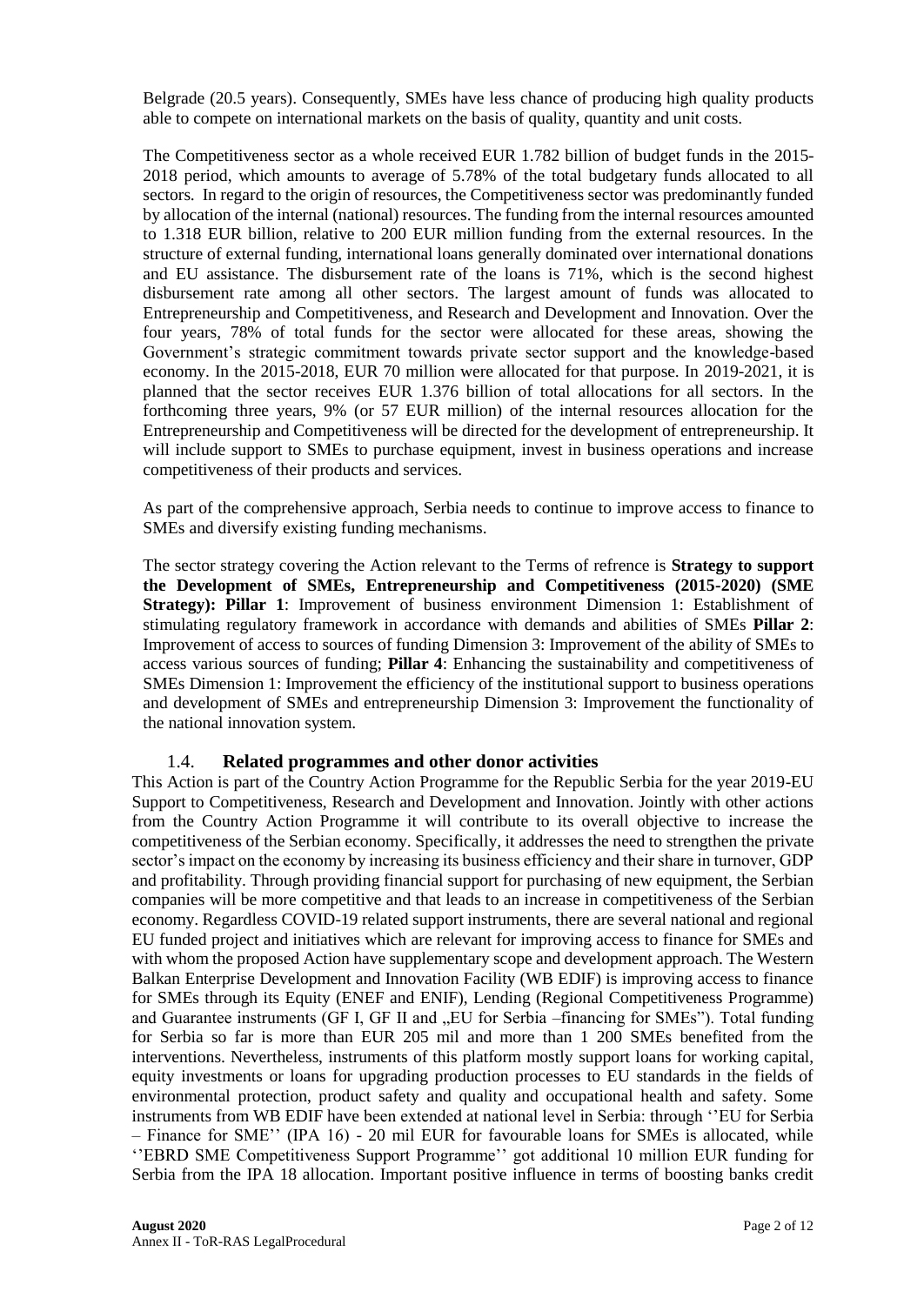Belgrade (20.5 years). Consequently, SMEs have less chance of producing high quality products able to compete on international markets on the basis of quality, quantity and unit costs.

The Competitiveness sector as a whole received EUR 1.782 billion of budget funds in the 2015-2018 period, which amounts to average of 5.78% of the total budgetary funds allocated to all sectors. In regard to the origin of resources, the Competitiveness sector was predominantly funded by allocation of the internal (national) resources. The funding from the internal resources amounted to 1.318 EUR billion, relative to 200 EUR million funding from the external resources. In the structure of external funding, international loans generally dominated over international donations and EU assistance. The disbursement rate of the loans is 71%, which is the second highest disbursement rate among all other sectors. The largest amount of funds was allocated to Entrepreneurship and Competitiveness, and Research and Development and Innovation. Over the four years, 78% of total funds for the sector were allocated for these areas, showing the Government's strategic commitment towards private sector support and the knowledge-based economy. In the 2015-2018, EUR 70 million were allocated for that purpose. In 2019-2021, it is planned that the sector receives EUR 1.376 billion of total allocations for all sectors. In the forthcoming three years, 9% (or 57 EUR million) of the internal resources allocation for the Entrepreneurship and Competitiveness will be directed for the development of entrepreneurship. It will include support to SMEs to purchase equipment, invest in business operations and increase competitiveness of their products and services.

As part of the comprehensive approach, Serbia needs to continue to improve access to finance to SMEs and diversify existing funding mechanisms.

The sector strategy covering the Action relevant to the Terms of refrence is **Strategy to support the Development of SMEs, Entrepreneurship and Competitiveness (2015-2020) (SME Strategy): Pillar 1**: Improvement of business environment Dimension 1: Establishment of stimulating regulatory framework in accordance with demands and abilities of SMEs **Pillar 2**: Improvement of access to sources of funding Dimension 3: Improvement of the ability of SMEs to access various sources of funding; **Pillar 4**: Enhancing the sustainability and competitiveness of SMEs Dimension 1: Improvement the efficiency of the institutional support to business operations and development of SMEs and entrepreneurship Dimension 3: Improvement the functionality of the national innovation system.

### 1.4. Related programmes and other donor activities

This Action is part of the Country Action Programme for the Republic Serbia for the year 2019-EU Support to Competitiveness, Research and Development and Innovation. Jointly with other actions from the Country Action Programme it will contribute to its overall objective to increase the competitiveness of the Serbian economy. Specifically, it addresses the need to strengthen the private sector's impact on the economy by increasing its business efficiency and their share in turnover, GDP and profitability. Through providing financial support for purchasing of new equipment, the Serbian companies will be more competitive and that leads to an increase in competitiveness of the Serbian economy. Regardless COVID-19 related support instruments, there are several national and regional EU funded project and initiatives which are relevant for improving access to finance for SMEs and with whom the proposed Action have supplementary scope and development approach. The Western Balkan Enterprise Development and Innovation Facility (WB EDIF) is improving access to finance for SMEs through its Equity (ENEF and ENIF), Lending (Regional Competitiveness Programme) and Guarantee instruments (GF I, GF II and „EU for Serbia –financing for SMEs"). Total funding for Serbia so far is more than EUR 205 mil and more than 1 200 SMEs benefited from the interventions. Nevertheless, instruments of this platform mostly support loans for working capital, equity investments or loans for upgrading production processes to EU standards in the fields of environmental protection, product safety and quality and occupational health and safety. Some instruments from WB EDIF have been extended at national level in Serbia: through ''EU for Serbia – Finance for SME'' (IPA 16) - 20 mil EUR for favourable loans for SMEs is allocated, while ''EBRD SME Competitiveness Support Programme'' got additional 10 million EUR funding for Serbia from the IPA 18 allocation. Important positive influence in terms of boosting banks credit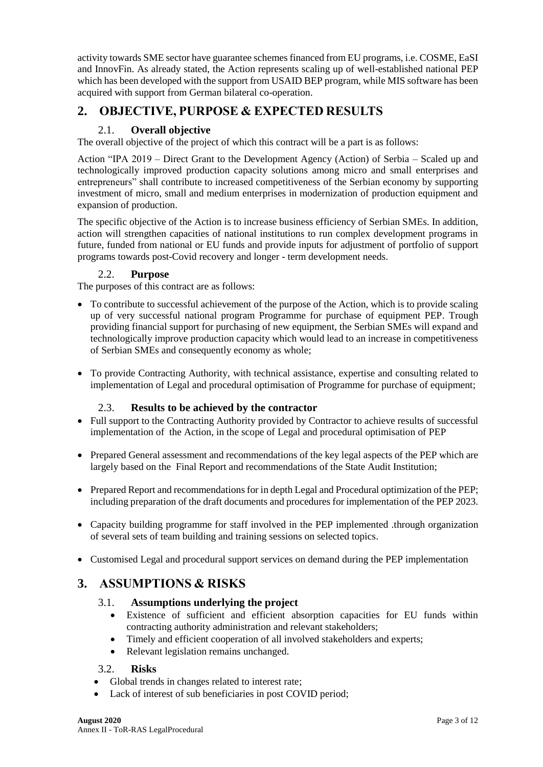activity towards SME sector have guarantee schemes financed from EU programs, i.e. COSME, EaSI and InnovFin. As already stated, the Action represents scaling up of well-established national PEP which has been developed with the support from USAID BEP program, while MIS software has been acquired with support from German bilateral co-operation.

# 2. OBJECTIVE, PURPOSE & EXPECTED RESULTS

## 2.1. Overall objective

The overall objective of the project of which this contract will be a part is as follows:

Action "IPA 2019 – Direct Grant to the Development Agency (Action) of Serbia – Scaled up and technologically improved production capacity solutions among micro and small enterprises and entrepreneurs" shall contribute to increased competitiveness of the Serbian economy by supporting investment of micro, small and medium enterprises in modernization of production equipment and expansion of production.

The specific objective of the Action is to increase business efficiency of Serbian SMEs. In addition, action will strengthen capacities of national institutions to run complex development programs in future, funded from national or EU funds and provide inputs for adjustment of portfolio of support programs towards post-Covid recovery and longer - term development needs.

## 2.2. Purpose

The purposes of this contract are as follows:

- To contribute to successful achievement of the purpose of the Action, which is to provide scaling up of very successful national program Programme for purchase of equipment PEP. Trough providing financial support for purchasing of new equipment, the Serbian SMEs will expand and technologically improve production capacity which would lead to an increase in competitiveness of Serbian SMEs and consequently economy as whole;
- To provide Contracting Authority, with technical assistance, expertise and consulting related to implementation of Legal and procedural optimisation of Programme for purchase of equipment;

## 2.3. Results to be achieved by the contractor

- Full support to the Contracting Authority provided by Contractor to achieve results of successful implementation of the Action, in the scope of Legal and procedural optimisation of PEP
- Prepared General assessment and recommendations of the key legal aspects of the PEP which are largely based on the Final Report and recommendations of the State Audit Institution;
- Prepared Report and recommendations for in depth Legal and Procedural optimization of the PEP; including preparation of the draft documents and procedures for implementation of the PEP 2023.
- Capacity building programme for staff involved in the PEP implemented .through organization of several sets of team building and training sessions on selected topics.
- Customised Legal and procedural support services on demand during the PEP implementation

# 3. ASSUMPTIONS & RISKS

## 3.1. Assumptions underlying the project

- Existence of sufficient and efficient absorption capacities for EU funds within contracting authority administration and relevant stakeholders;
- Timely and efficient cooperation of all involved stakeholders and experts;
- Relevant legislation remains unchanged.

## 3.2. Risks

- Global trends in changes related to interest rate;
- Lack of interest of sub beneficiaries in post COVID period;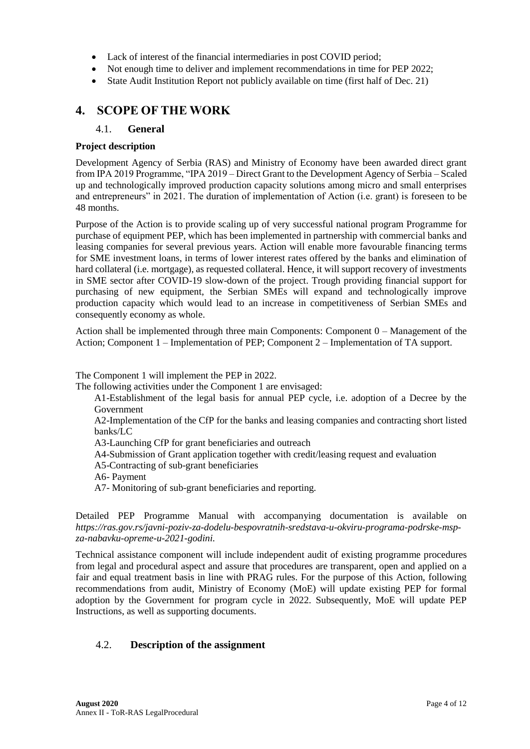- Lack of interest of the financial intermediaries in post COVID period;
- Not enough time to deliver and implement recommendations in time for PEP 2022;
- State Audit Institution Report not publicly available on time (first half of Dec. 21)

# 4. SCOPE OF THE WORK

## 4.1. General

**Project description**

Development Agency of Serbia (RAS) and Ministry of Economy have been awarded direct grant from IPA 2019 Programme, "IPA 2019 – Direct Grant to the Development Agency of Serbia – Scaled up and technologically improved production capacity solutions among micro and small enterprises and entrepreneurs" in 2021. The duration of implementation of Action (i.e. grant) is foreseen to be 48 months.

Purpose of the Action is to provide scaling up of very successful national program Programme for purchase of equipment PEP, which has been implemented in partnership with commercial banks and leasing companies for several previous years. Action will enable more favourable financing terms for SME investment loans, in terms of lower interest rates offered by the banks and elimination of hard collateral (i.e. mortgage), as requested collateral. Hence, it will support recovery of investments in SME sector after COVID-19 slow-down of the project. Trough providing financial support for purchasing of new equipment, the Serbian SMEs will expand and technologically improve production capacity which would lead to an increase in competitiveness of Serbian SMEs and consequently economy as whole.

Action shall be implemented through three main Components: Component 0 – Management of the Action; Component 1 – Implementation of PEP; Component 2 – Implementation of TA support.

The Component 1 will implement the PEP in 2022.

The following activities under the Component 1 are envisaged:

A1-Establishment of the legal basis for annual PEP cycle, i.e. adoption of a Decree by the Government

A2-Implementation of the CfP for the banks and leasing companies and contracting short listed banks/LC

A3-Launching CfP for grant beneficiaries and outreach

A4-Submission of Grant application together with credit/leasing request and evaluation

A5-Contracting of sub-grant beneficiaries

A6- Payment

A7- Monitoring of sub-grant beneficiaries and reporting.

Detailed PEP Programme Manual with accompanying documentation is available on *https://ras.gov.rs/javni-poziv-za-dodelu-bespovratnih-sredstava-u-okviru-programa-podrske-msp-za-nabavku-opreme-u-2021-godini.*

Technical assistance component will include independent audit of existing programme procedures from legal and procedural aspect and assure that procedures are transparent, open and applied on a fair and equal treatment basis in line with PRAG rules. For the purpose of this Action, following recommendations from audit, Ministry of Economy (MoE) will update existing PEP for formal adoption by the Government for program cycle in 2022. Subsequently, MoE will update PEP Instructions, as well as supporting documents.

## 4.2. Description of the assignment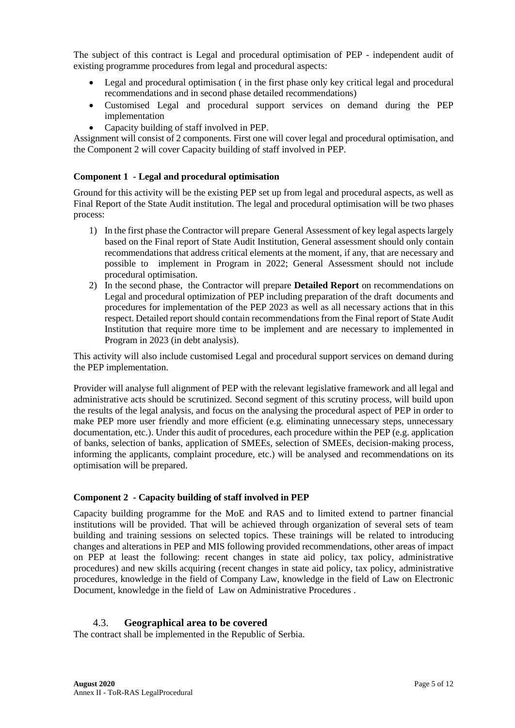The subject of this contract is Legal and procedural optimisation of PEP - independent audit of existing programme procedures from legal and procedural aspects:

- Legal and procedural optimisation ( in the first phase only key critical legal and procedural recommendations and in second phase detailed recommendations)
- Customised Legal and procedural support services on demand during the PEP implementation
- Capacity building of staff involved in PEP.

Assignment will consist of 2 components. First one will cover legal and procedural optimisation, and the Component 2 will cover Capacity building of staff involved in PEP.

**Component 1 - Legal and procedural optimisation**

Ground for this activity will be the existing PEP set up from legal and procedural aspects, as well as Final Report of the State Audit institution. The legal and procedural optimisation will be two phases process:

1) In the first phase the Contractor will prepare General Assessment of key legal aspects largely based on the Final report of State Audit Institution, General assessment should only contain recommendations that address critical elements at the moment, if any, that are necessary and possible to implement in Program in 2022; General Assessment should not include procedural optimisation.
2) In the second phase, the Contractor will prepare **Detailed Report** on recommendations on Legal and procedural optimization of PEP including preparation of the draft documents and procedures for implementation of the PEP 2023 as well as all necessary actions that in this respect. Detailed report should contain recommendations from the Final report of State Audit Institution that require more time to be implement and are necessary to implemented in Program in 2023 (in debt analysis).

This activity will also include customised Legal and procedural support services on demand during the PEP implementation.

Provider will analyse full alignment of PEP with the relevant legislative framework and all legal and administrative acts should be scrutinized. Second segment of this scrutiny process, will build upon the results of the legal analysis, and focus on the analysing the procedural aspect of PEP in order to make PEP more user friendly and more efficient (e.g. eliminating unnecessary steps, unnecessary documentation, etc.). Under this audit of procedures, each procedure within the PEP (e.g. application of banks, selection of banks, application of SMEEs, selection of SMEEs, decision-making process, informing the applicants, complaint procedure, etc.) will be analysed and recommendations on its optimisation will be prepared.

**Component 2 - Capacity building of staff involved in PEP**

Capacity building programme for the MoE and RAS and to limited extend to partner financial institutions will be provided. That will be achieved through organization of several sets of team building and training sessions on selected topics. These trainings will be related to introducing changes and alterations in PEP and MIS following provided recommendations, other areas of impact on PEP at least the following: recent changes in state aid policy, tax policy, administrative procedures) and new skills acquiring (recent changes in state aid policy, tax policy, administrative procedures, knowledge in the field of Company Law, knowledge in the field of Law on Electronic Document, knowledge in the field of Law on Administrative Procedures .

### 4.3. Geographical area to be covered

The contract shall be implemented in the Republic of Serbia.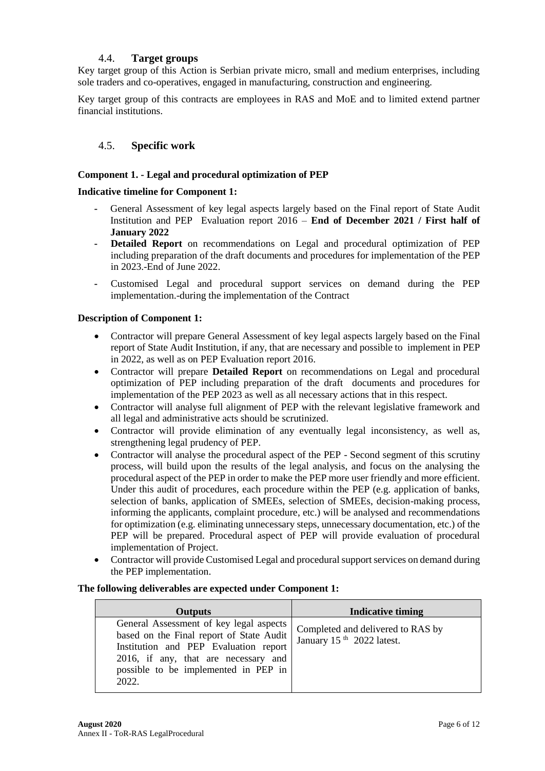### 4.4. Target groups

Key target group of this Action is Serbian private micro, small and medium enterprises, including sole traders and co-operatives, engaged in manufacturing, construction and engineering.

Key target group of this contracts are employees in RAS and MoE and to limited extend partner financial institutions.

### 4.5. Specific work

**Component 1. - Legal and procedural optimization of PEP**

**Indicative timeline for Component 1:**

- General Assessment of key legal aspects largely based on the Final report of State Audit Institution and PEP Evaluation report 2016 – **End of December 2021 / First half of January 2022**
- **Detailed Report** on recommendations on Legal and procedural optimization of PEP including preparation of the draft documents and procedures for implementation of the PEP in 2023.-End of June 2022.
- Customised Legal and procedural support services on demand during the PEP implementation.-during the implementation of the Contract

**Description of Component 1:**

- Contractor will prepare General Assessment of key legal aspects largely based on the Final report of State Audit Institution, if any, that are necessary and possible to implement in PEP in 2022, as well as on PEP Evaluation report 2016.
- Contractor will prepare **Detailed Report** on recommendations on Legal and procedural optimization of PEP including preparation of the draft documents and procedures for implementation of the PEP 2023 as well as all necessary actions that in this respect.
- Contractor will analyse full alignment of PEP with the relevant legislative framework and all legal and administrative acts should be scrutinized.
- Contractor will provide elimination of any eventually legal inconsistency, as well as, strengthening legal prudency of PEP.
- Contractor will analyse the procedural aspect of the PEP - Second segment of this scrutiny process, will build upon the results of the legal analysis, and focus on the analysing the procedural aspect of the PEP in order to make the PEP more user friendly and more efficient. Under this audit of procedures, each procedure within the PEP (e.g. application of banks, selection of banks, application of SMEEs, selection of SMEEs, decision-making process, informing the applicants, complaint procedure, etc.) will be analysed and recommendations for optimization (e.g. eliminating unnecessary steps, unnecessary documentation, etc.) of the PEP will be prepared. Procedural aspect of PEP will provide evaluation of procedural implementation of Project.
- Contractor will provide Customised Legal and procedural support services on demand during the PEP implementation.

**The following deliverables are expected under Component 1:**

| Outputs | Indicative timing |
|---|---|
| General Assessment of key legal aspects based on the Final report of State Audit Institution and PEP Evaluation report 2016, if any, that are necessary and possible to be implemented in PEP in 2022. | Completed and delivered to RAS by January 15 th 2022 latest. |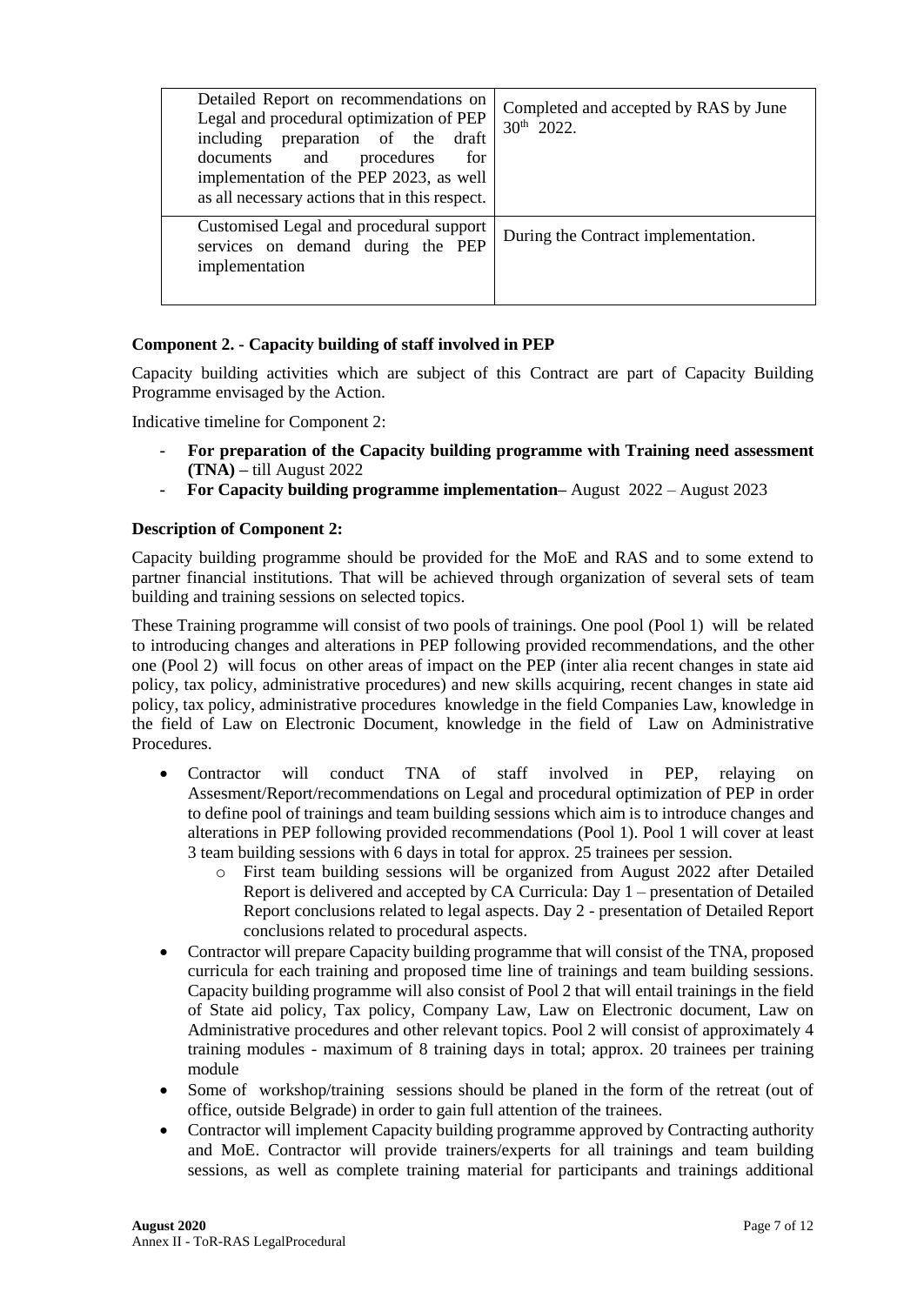| Detailed Report on recommendations on Legal and procedural optimization of PEP including preparation of the draft documents and procedures for implementation of the PEP 2023, as well as all necessary actions that in this respect. | Completed and accepted by RAS by June $30^{th}$ 2022. |
| --- | --- |
| Customised Legal and procedural support services on demand during the PEP implementation | During the Contract implementation. |

**Component 2. - Capacity building of staff involved in PEP**

Capacity building activities which are subject of this Contract are part of Capacity Building Programme envisaged by the Action.

Indicative timeline for Component 2:

- **For preparation of the Capacity building programme with Training need assessment (TNA) –** till August 2022
- **For Capacity building programme implementation–** August 2022 – August 2023

**Description of Component 2:**

Capacity building programme should be provided for the MoE and RAS and to some extend to partner financial institutions. That will be achieved through organization of several sets of team building and training sessions on selected topics.

These Training programme will consist of two pools of trainings. One pool (Pool 1) will be related to introducing changes and alterations in PEP following provided recommendations, and the other one (Pool 2) will focus on other areas of impact on the PEP (inter alia recent changes in state aid policy, tax policy, administrative procedures) and new skills acquiring, recent changes in state aid policy, tax policy, administrative procedures knowledge in the field Companies Law, knowledge in the field of Law on Electronic Document, knowledge in the field of Law on Administrative Procedures.

- Contractor will conduct TNA of staff involved in PEP, relaying on Assesment/Report/recommendations on Legal and procedural optimization of PEP in order to define pool of trainings and team building sessions which aim is to introduce changes and alterations in PEP following provided recommendations (Pool 1). Pool 1 will cover at least 3 team building sessions with 6 days in total for approx. 25 trainees per session.
  - First team building sessions will be organized from August 2022 after Detailed Report is delivered and accepted by CA Curricula: Day 1 – presentation of Detailed Report conclusions related to legal aspects. Day 2 - presentation of Detailed Report conclusions related to procedural aspects.
- Contractor will prepare Capacity building programme that will consist of the TNA, proposed curricula for each training and proposed time line of trainings and team building sessions. Capacity building programme will also consist of Pool 2 that will entail trainings in the field of State aid policy, Tax policy, Company Law, Law on Electronic document, Law on Administrative procedures and other relevant topics. Pool 2 will consist of approximately 4 training modules - maximum of 8 training days in total; approx. 20 trainees per training module
- Some of workshop/training sessions should be planed in the form of the retreat (out of office, outside Belgrade) in order to gain full attention of the trainees.
- Contractor will implement Capacity building programme approved by Contracting authority and MoE. Contractor will provide trainers/experts for all trainings and team building sessions, as well as complete training material for participants and trainings additional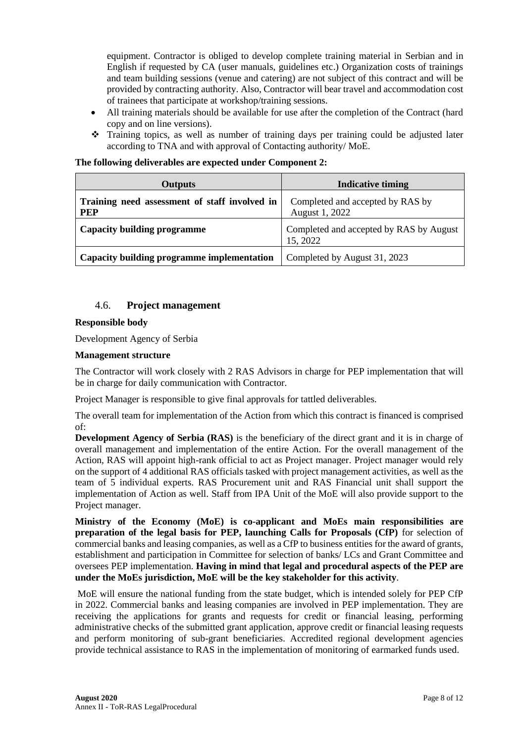equipment. Contractor is obliged to develop complete training material in Serbian and in English if requested by CA (user manuals, guidelines etc.) Organization costs of trainings and team building sessions (venue and catering) are not subject of this contract and will be provided by contracting authority. Also, Contractor will bear travel and accommodation cost of trainees that participate at workshop/training sessions.

- All training materials should be available for use after the completion of the Contract (hard copy and on line versions).
- ❖ Training topics, as well as number of training days per training could be adjusted later according to TNA and with approval of Contacting authority/ MoE.

**The following deliverables are expected under Component 2:**

| Outputs | Indicative timing |
|---|---|
| **Training need assessment of staff involved in PEP** | Completed and accepted by RAS by August 1, 2022 |
| **Capacity building programme** | Completed and accepted by RAS by August 15, 2022 |
| **Capacity building programme implementation** | Completed by August 31, 2023 |

### 4.6. Project management

**Responsible body**

Development Agency of Serbia

**Management structure**

The Contractor will work closely with 2 RAS Advisors in charge for PEP implementation that will be in charge for daily communication with Contractor.

Project Manager is responsible to give final approvals for tattled deliverables.

The overall team for implementation of the Action from which this contract is financed is comprised of:

**Development Agency of Serbia (RAS)** is the beneficiary of the direct grant and it is in charge of overall management and implementation of the entire Action. For the overall management of the Action, RAS will appoint high-rank official to act as Project manager. Project manager would rely on the support of 4 additional RAS officials tasked with project management activities, as well as the team of 5 individual experts. RAS Procurement unit and RAS Financial unit shall support the implementation of Action as well. Staff from IPA Unit of the MoE will also provide support to the Project manager.

**Ministry of the Economy (MoE) is co-applicant and MoEs main responsibilities are preparation of the legal basis for PEP, launching Calls for Proposals (CfP)** for selection of commercial banks and leasing companies, as well as a CfP to business entities for the award of grants, establishment and participation in Committee for selection of banks/ LCs and Grant Committee and oversees PEP implementation. **Having in mind that legal and procedural aspects of the PEP are under the MoEs jurisdiction, MoE will be the key stakeholder for this activity**.

MoE will ensure the national funding from the state budget, which is intended solely for PEP CfP in 2022. Commercial banks and leasing companies are involved in PEP implementation. They are receiving the applications for grants and requests for credit or financial leasing, performing administrative checks of the submitted grant application, approve credit or financial leasing requests and perform monitoring of sub-grant beneficiaries. Accredited regional development agencies provide technical assistance to RAS in the implementation of monitoring of earmarked funds used.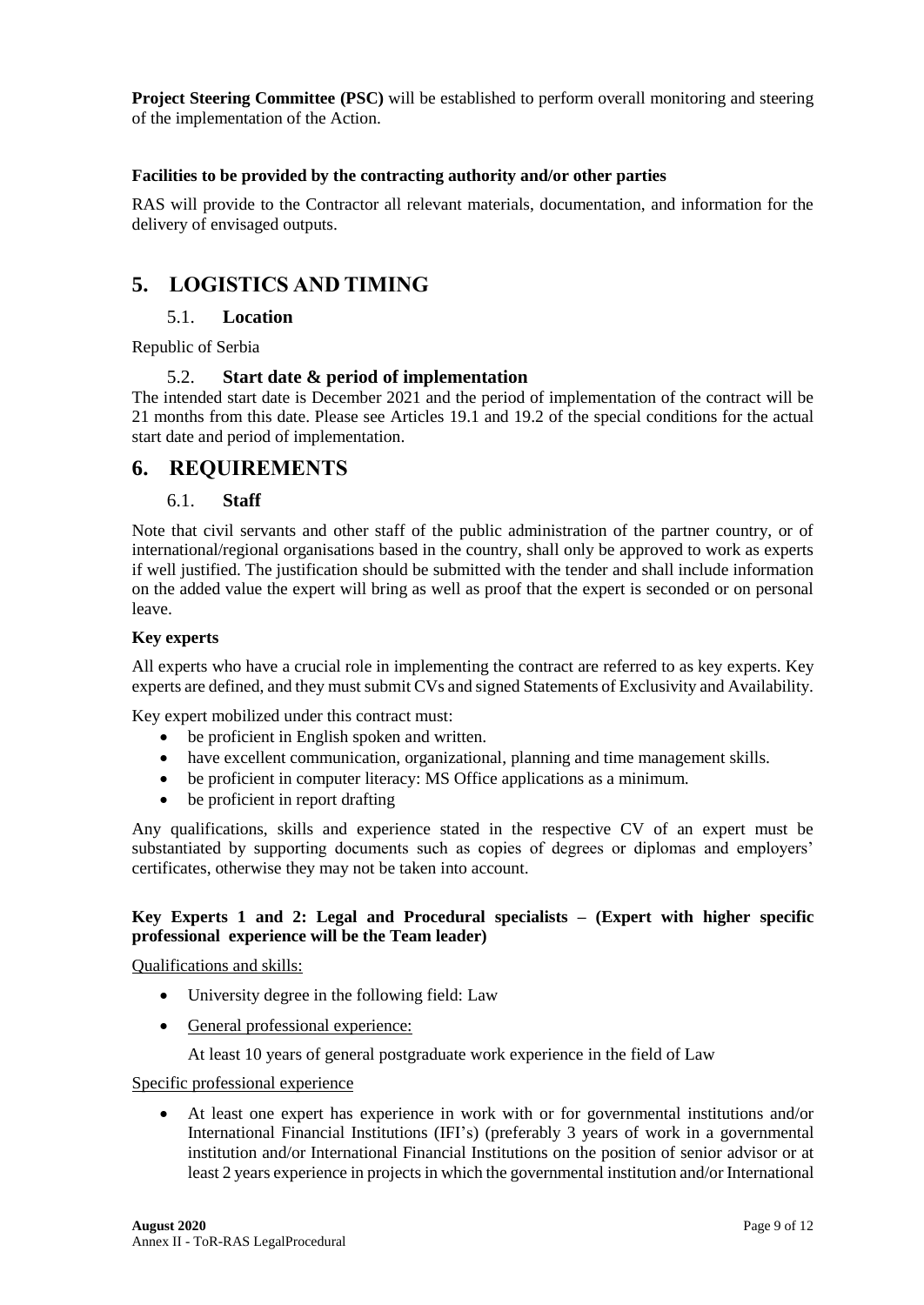**Project Steering Committee (PSC)** will be established to perform overall monitoring and steering of the implementation of the Action.

**Facilities to be provided by the contracting authority and/or other parties**

RAS will provide to the Contractor all relevant materials, documentation, and information for the delivery of envisaged outputs.

# 5. LOGISTICS AND TIMING

## 5.1. Location

Republic of Serbia

## 5.2. Start date & period of implementation

The intended start date is December 2021 and the period of implementation of the contract will be 21 months from this date. Please see Articles 19.1 and 19.2 of the special conditions for the actual start date and period of implementation.

# 6. REQUIREMENTS

## 6.1. Staff

Note that civil servants and other staff of the public administration of the partner country, or of international/regional organisations based in the country, shall only be approved to work as experts if well justified. The justification should be submitted with the tender and shall include information on the added value the expert will bring as well as proof that the expert is seconded or on personal leave.

**Key experts**

All experts who have a crucial role in implementing the contract are referred to as key experts. Key experts are defined, and they must submit CVs and signed Statements of Exclusivity and Availability.

Key expert mobilized under this contract must:

- be proficient in English spoken and written.
- have excellent communication, organizational, planning and time management skills.
- be proficient in computer literacy: MS Office applications as a minimum.
- be proficient in report drafting

Any qualifications, skills and experience stated in the respective CV of an expert must be substantiated by supporting documents such as copies of degrees or diplomas and employers' certificates, otherwise they may not be taken into account.

**Key Experts 1 and 2: Legal and Procedural specialists – (Expert with higher specific professional experience will be the Team leader)**

Qualifications and skills:

- University degree in the following field: Law
- General professional experience:

  At least 10 years of general postgraduate work experience in the field of Law

Specific professional experience

- At least one expert has experience in work with or for governmental institutions and/or International Financial Institutions (IFI's) (preferably 3 years of work in a governmental institution and/or International Financial Institutions on the position of senior advisor or at least 2 years experience in projects in which the governmental institution and/or International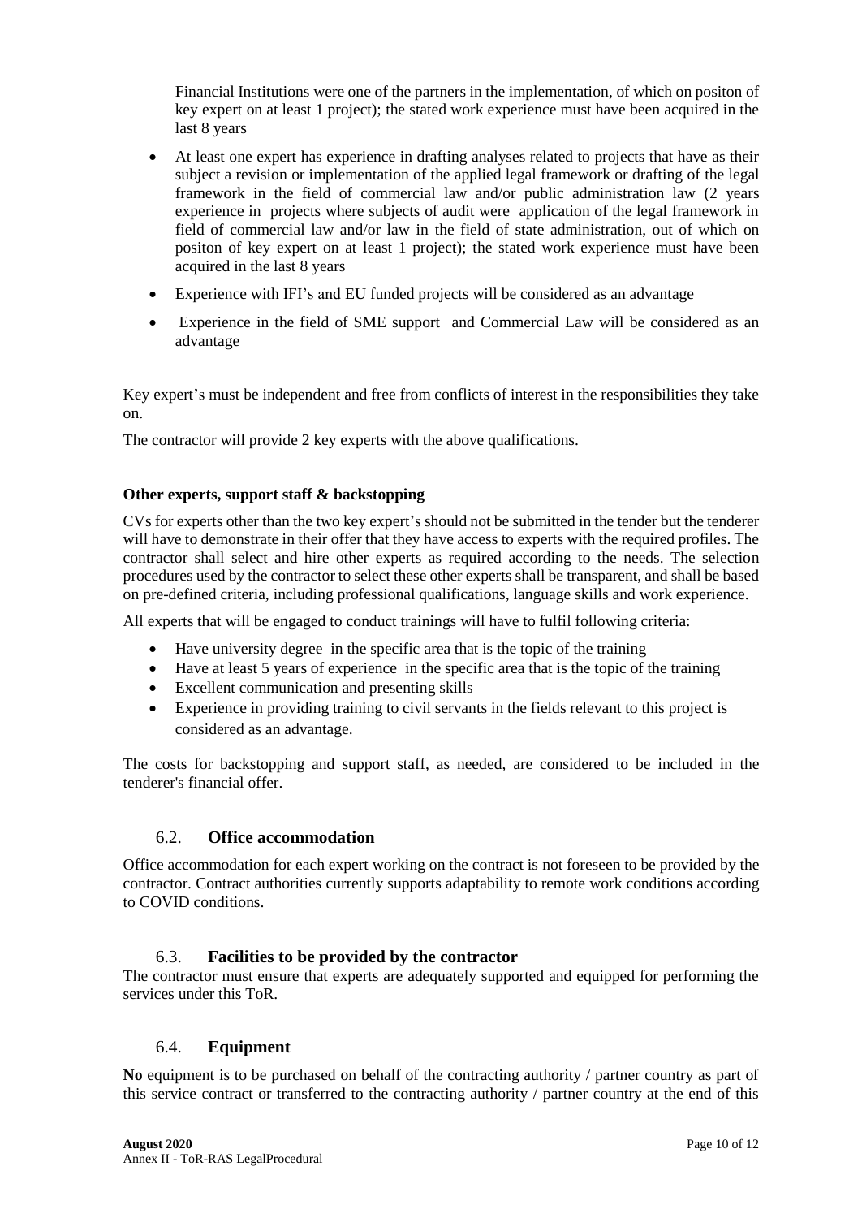Financial Institutions were one of the partners in the implementation, of which on positon of key expert on at least 1 project); the stated work experience must have been acquired in the last 8 years

- At least one expert has experience in drafting analyses related to projects that have as their subject a revision or implementation of the applied legal framework or drafting of the legal framework in the field of commercial law and/or public administration law (2 years experience in projects where subjects of audit were application of the legal framework in field of commercial law and/or law in the field of state administration, out of which on positon of key expert on at least 1 project); the stated work experience must have been acquired in the last 8 years
- Experience with IFI's and EU funded projects will be considered as an advantage
- Experience in the field of SME support and Commercial Law will be considered as an advantage

Key expert's must be independent and free from conflicts of interest in the responsibilities they take on.

The contractor will provide 2 key experts with the above qualifications.

**Other experts, support staff & backstopping**

CVs for experts other than the two key expert's should not be submitted in the tender but the tenderer will have to demonstrate in their offer that they have access to experts with the required profiles. The contractor shall select and hire other experts as required according to the needs. The selection procedures used by the contractor to select these other experts shall be transparent, and shall be based on pre-defined criteria, including professional qualifications, language skills and work experience.

All experts that will be engaged to conduct trainings will have to fulfil following criteria:

- Have university degree in the specific area that is the topic of the training
- Have at least 5 years of experience in the specific area that is the topic of the training
- Excellent communication and presenting skills
- Experience in providing training to civil servants in the fields relevant to this project is considered as an advantage.

The costs for backstopping and support staff, as needed, are considered to be included in the tenderer's financial offer.

### 6.2. Office accommodation

Office accommodation for each expert working on the contract is not foreseen to be provided by the contractor. Contract authorities currently supports adaptability to remote work conditions according to COVID conditions.

### 6.3. Facilities to be provided by the contractor

The contractor must ensure that experts are adequately supported and equipped for performing the services under this ToR.

### 6.4. Equipment

**No** equipment is to be purchased on behalf of the contracting authority / partner country as part of this service contract or transferred to the contracting authority / partner country at the end of this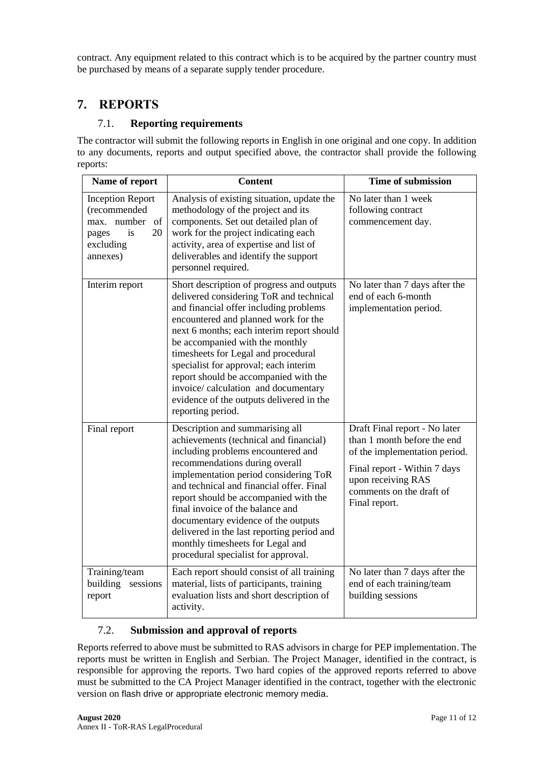contract. Any equipment related to this contract which is to be acquired by the partner country must be purchased by means of a separate supply tender procedure.

# 7. REPORTS

## 7.1. Reporting requirements

The contractor will submit the following reports in English in one original and one copy. In addition to any documents, reports and output specified above, the contractor shall provide the following reports:

| Name of report | Content | Time of submission |
|---|---|---|
| Inception Report (recommended max. number of pages is 20 excluding annexes) | Analysis of existing situation, update the methodology of the project and its components. Set out detailed plan of work for the project indicating each activity, area of expertise and list of deliverables and identify the support personnel required. | No later than 1 week following contract commencement day. |
| Interim report | Short description of progress and outputs delivered considering ToR and technical and financial offer including problems encountered and planned work for the next 6 months; each interim report should be accompanied with the monthly timesheets for Legal and procedural specialist for approval; each interim report should be accompanied with the invoice/ calculation and documentary evidence of the outputs delivered in the reporting period. | No later than 7 days after the end of each 6-month implementation period. |
| Final report | Description and summarising all achievements (technical and financial) including problems encountered and recommendations during overall implementation period considering ToR and technical and financial offer. Final report should be accompanied with the final invoice of the balance and documentary evidence of the outputs delivered in the last reporting period and monthly timesheets for Legal and procedural specialist for approval. | Draft Final report - No later than 1 month before the end of the implementation period.<br><br>Final report - Within 7 days upon receiving RAS comments on the draft of Final report. |
| Training/team building sessions report | Each report should consist of all training material, lists of participants, training evaluation lists and short description of activity. | No later than 7 days after the end of each training/team building sessions |

## 7.2. Submission and approval of reports

Reports referred to above must be submitted to RAS advisors in charge for PEP implementation. The reports must be written in English and Serbian. The Project Manager, identified in the contract, is responsible for approving the reports. Two hard copies of the approved reports referred to above must be submitted to the CA Project Manager identified in the contract, together with the electronic version on flash drive or appropriate electronic memory media.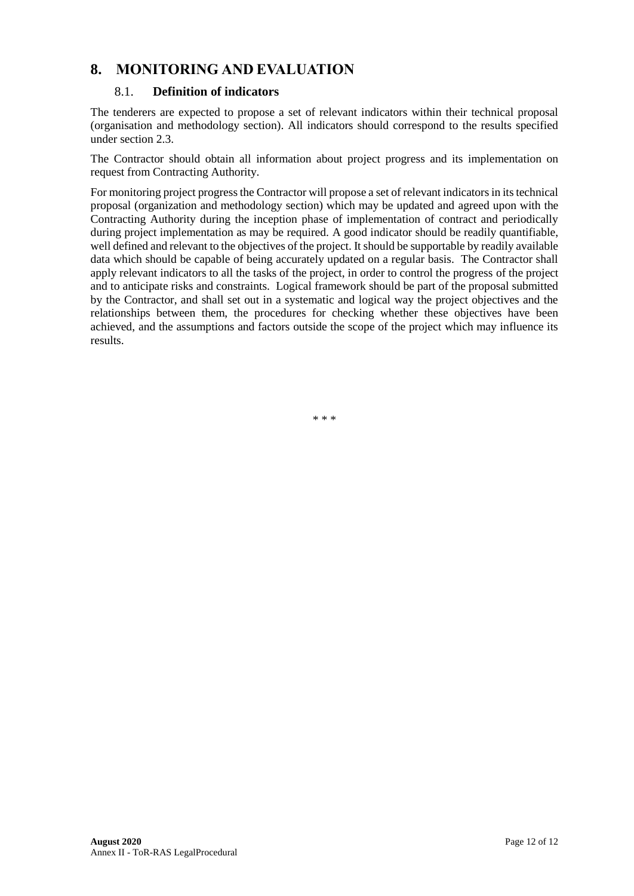# 8. MONITORING AND EVALUATION

## 8.1. Definition of indicators

The tenderers are expected to propose a set of relevant indicators within their technical proposal (organisation and methodology section). All indicators should correspond to the results specified under section 2.3.

The Contractor should obtain all information about project progress and its implementation on request from Contracting Authority.

For monitoring project progress the Contractor will propose a set of relevant indicators in its technical proposal (organization and methodology section) which may be updated and agreed upon with the Contracting Authority during the inception phase of implementation of contract and periodically during project implementation as may be required. A good indicator should be readily quantifiable, well defined and relevant to the objectives of the project. It should be supportable by readily available data which should be capable of being accurately updated on a regular basis. The Contractor shall apply relevant indicators to all the tasks of the project, in order to control the progress of the project and to anticipate risks and constraints. Logical framework should be part of the proposal submitted by the Contractor, and shall set out in a systematic and logical way the project objectives and the relationships between them, the procedures for checking whether these objectives have been achieved, and the assumptions and factors outside the scope of the project which may influence its results.

\* \* \*